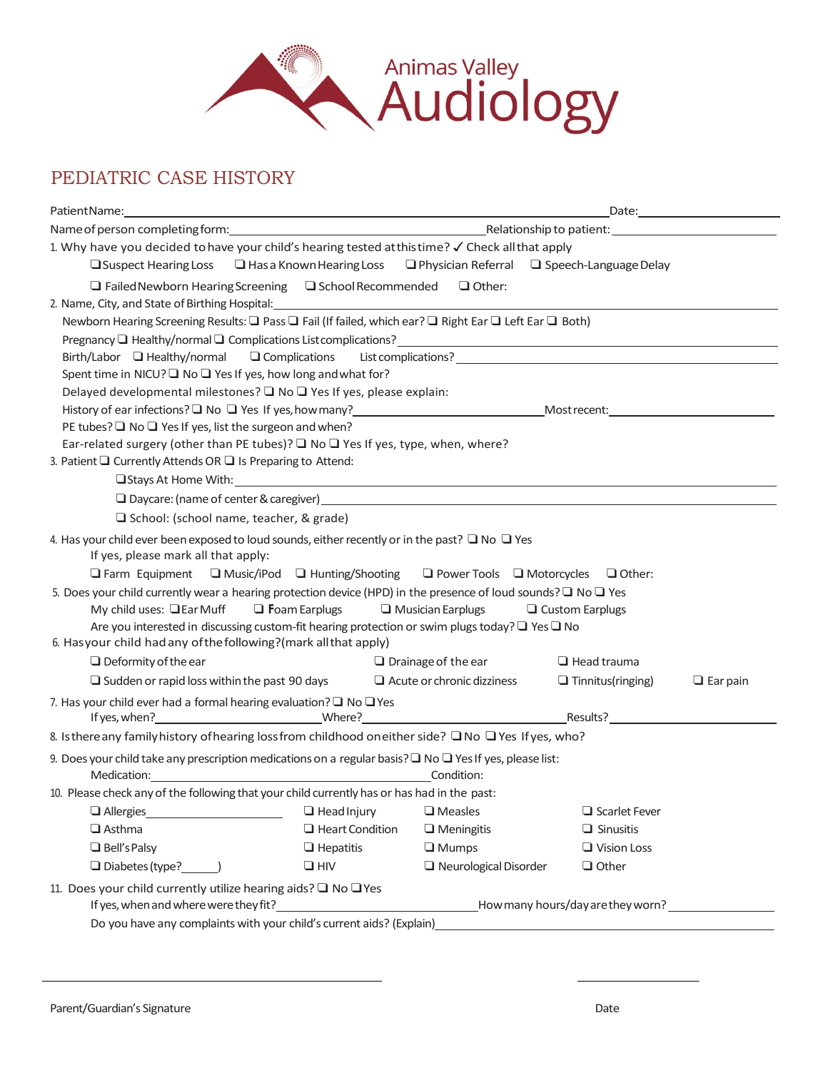Animas Valley Audiology

# PEDIATRIC CASE HISTORY

Patient Name: ______________________________ Date: ____________

Name of person completing form: ______________________ Relationship to patient: ____________

1. Why have you decided to have your child's hearing tested at this time? ✓ Check all that apply

   ❑ Suspect Hearing Loss ❑ Has a Known Hearing Loss ❑ Physician Referral ❑ Speech-Language Delay

   ❑ Failed Newborn Hearing Screening ❑ School Recommended ❑ Other:

2. Name, City, and State of Birthing Hospital: ______________________________

   Newborn Hearing Screening Results: ❑ Pass ❑ Fail (If failed, which ear? ❑ Right Ear ❑ Left Ear ❑ Both)

   Pregnancy ❑ Healthy/normal ❑ Complications List complications? ______________________

   Birth/Labor ❑ Healthy/normal ❑ Complications List complications? ______________________

   Spent time in NICU? ❑ No ❑ Yes If yes, how long and what for?

   Delayed developmental milestones? ❑ No ❑ Yes If yes, please explain:

   History of ear infections? ❑ No ❑ Yes If yes, how many? ______________ Most recent: ____________

   PE tubes? ❑ No ❑ Yes If yes, list the surgeon and when?

   Ear-related surgery (other than PE tubes)? ❑ No ❑ Yes If yes, type, when, where?

3. Patient ❑ Currently Attends OR ❑ Is Preparing to Attend:

   ❑ Stays At Home With: ______________________________

   ❑ Daycare: (name of center & caregiver) ______________________________

   ❑ School: (school name, teacher, & grade)

4. Has your child ever been exposed to loud sounds, either recently or in the past? ❑ No ❑ Yes

   If yes, please mark all that apply:

   ❑ Farm Equipment ❑ Music/iPod ❑ Hunting/Shooting ❑ Power Tools ❑ Motorcycles ❑ Other:

5. Does your child currently wear a hearing protection device (HPD) in the presence of loud sounds? ❑ No ❑ Yes

   My child uses: ❑ Ear Muff ❑ Foam Earplugs ❑ Musician Earplugs ❑ Custom Earplugs

   Are you interested in discussing custom-fit hearing protection or swim plugs today? ❑ Yes ❑ No

6. Has your child had any of the following? (mark all that apply)

   ❑ Deformity of the ear ❑ Drainage of the ear ❑ Head trauma

   ❑ Sudden or rapid loss within the past 90 days ❑ Acute or chronic dizziness ❑ Tinnitus (ringing) ❑ Ear pain

7. Has your child ever had a formal hearing evaluation? ❑ No ❑ Yes

   If yes, when? ____________ Where? ____________ Results? ____________

8. Is there any family history of hearing loss from childhood on either side? ❑ No ❑ Yes If yes, who?

9. Does your child take any prescription medications on a regular basis? ❑ No ❑ Yes If yes, please list:

   Medication: ______________________ Condition:

10. Please check any of the following that your child currently has or has had in the past:

| | | | |
|---|---|---|---|
| ❑ Allergies ____________ | ❑ Head Injury | ❑ Measles | ❑ Scarlet Fever |
| ❑ Asthma | ❑ Heart Condition | ❑ Meningitis | ❑ Sinusitis |
| ❑ Bell's Palsy | ❑ Hepatitis | ❑ Mumps | ❑ Vision Loss |
| ❑ Diabetes (type?______) | ❑ HIV | ❑ Neurological Disorder | ❑ Other |

11. Does your child currently utilize hearing aids? ❑ No ❑ Yes

    If yes, when and where were they fit? ______________ How many hours/day are they worn? ________

    Do you have any complaints with your child's current aids? (Explain) ______________________

______________________________ ____________

Parent/Guardian's Signature Date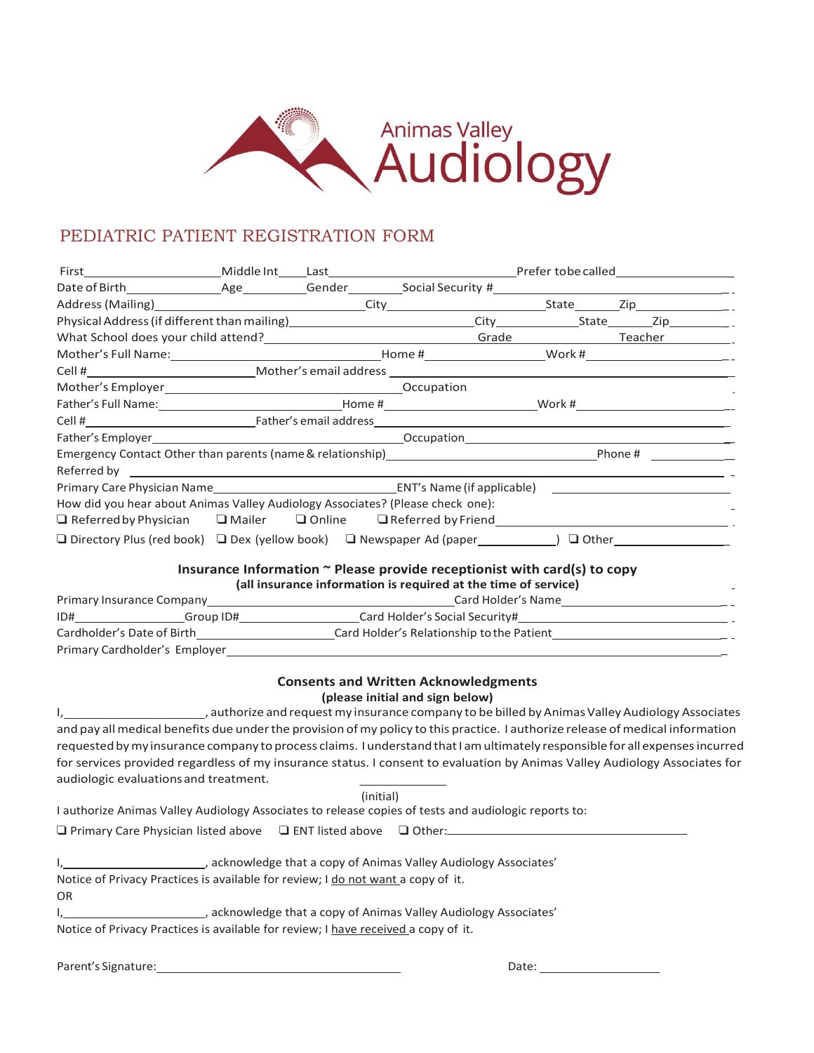Animas Valley
Audiology

# PEDIATRIC PATIENT REGISTRATION FORM

First____________________ Middle Int____ Last__________________________ Prefer to be called________________

Date of Birth______________ Age_________ Gender________ Social Security #______________________________

Address (Mailing)_______________________________ City______________________ State______ Zip__________

Physical Address (if different than mailing)______________________ City___________ State______ Zip_________

What School does your child attend?____________________________ Grade _____________ Teacher ____________

Mother's Full Name:_____________________________ Home #________________ Work #____________________

Cell #_______________________ Mother's email address ______________________________________________

Mother's Employer_________________________________ Occupation

Father's Full Name:_____________________________ Home #________________ Work #____________________

Cell #_______________________ Father's email address ______________________________________________

Father's Employer_________________________________ Occupation_______________________________________

Emergency Contact Other than parents (name & relationship)_____________________________ Phone # __________

Referred by _____________________________________________________________________________________

Primary Care Physician Name_____________________________ ENT's Name (if applicable) ____________________

How did you hear about Animas Valley Audiology Associates? (Please check one):

❑ Referred by Physician ❑ Mailer ❑ Online ❑ Referred by Friend_______________________________________

❑ Directory Plus (red book) ❑ Dex (yellow book) ❑ Newspaper Ad (paper___________) ❑ Other_________________

## Insurance Information ~ Please provide receptionist with card(s) to copy

**(all insurance information is required at the time of service)**

Primary Insurance Company_________________________________ Card Holder's Name_________________________

ID#______________ Group ID#_________________ Card Holder's Social Security#___________________________

Cardholder's Date of Birth____________________ Card Holder's Relationship to the Patient_____________________

Primary Cardholder's Employer_____________________________________________________________________

## Consents and Written Acknowledgments

**(please initial and sign below)**

I,______________________, authorize and request my insurance company to be billed by Animas Valley Audiology Associates and pay all medical benefits due under the provision of my policy to this practice. I authorize release of medical information requested by my insurance company to process claims. I understand that I am ultimately responsible for all expenses incurred for services provided regardless of my insurance status. I consent to evaluation by Animas Valley Audiology Associates for audiologic evaluations and treatment.

_____________
(initial)

I authorize Animas Valley Audiology Associates to release copies of tests and audiologic reports to:

❑ Primary Care Physician listed above ❑ ENT listed above ❑ Other:_________________________________

I,______________________, acknowledge that a copy of Animas Valley Audiology Associates' Notice of Privacy Practices is available for review; I do not want a copy of it.

OR

I,______________________, acknowledge that a copy of Animas Valley Audiology Associates' Notice of Privacy Practices is available for review; I have received a copy of it.

Parent's Signature:____________________________________ Date: __________________